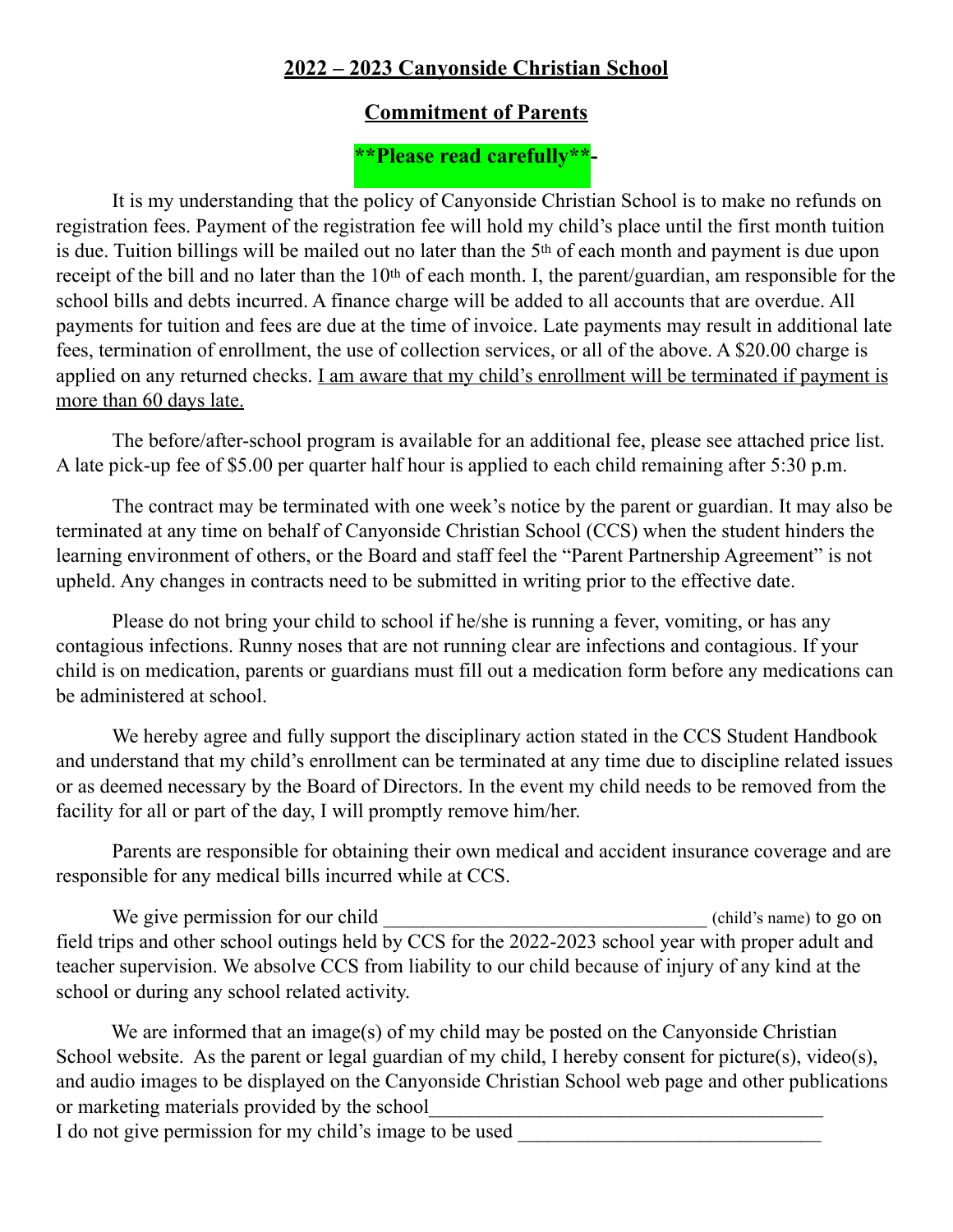# 2022 – 2023 Canyonside Christian School

## Commitment of Parents

**\*\*Please read carefully\*\*-**

It is my understanding that the policy of Canyonside Christian School is to make no refunds on registration fees. Payment of the registration fee will hold my child's place until the first month tuition is due. Tuition billings will be mailed out no later than the 5th of each month and payment is due upon receipt of the bill and no later than the 10th of each month. I, the parent/guardian, am responsible for the school bills and debts incurred. A finance charge will be added to all accounts that are overdue. All payments for tuition and fees are due at the time of invoice. Late payments may result in additional late fees, termination of enrollment, the use of collection services, or all of the above. A $20.00 charge is applied on any returned checks. <u>I am aware that my child's enrollment will be terminated if payment is more than 60 days late.</u>

The before/after-school program is available for an additional fee, please see attached price list. A late pick-up fee of $5.00 per quarter half hour is applied to each child remaining after 5:30 p.m.

The contract may be terminated with one week's notice by the parent or guardian. It may also be terminated at any time on behalf of Canyonside Christian School (CCS) when the student hinders the learning environment of others, or the Board and staff feel the "Parent Partnership Agreement" is not upheld. Any changes in contracts need to be submitted in writing prior to the effective date.

Please do not bring your child to school if he/she is running a fever, vomiting, or has any contagious infections. Runny noses that are not running clear are infections and contagious. If your child is on medication, parents or guardians must fill out a medication form before any medications can be administered at school.

We hereby agree and fully support the disciplinary action stated in the CCS Student Handbook and understand that my child's enrollment can be terminated at any time due to discipline related issues or as deemed necessary by the Board of Directors. In the event my child needs to be removed from the facility for all or part of the day, I will promptly remove him/her.

Parents are responsible for obtaining their own medical and accident insurance coverage and are responsible for any medical bills incurred while at CCS.

We give permission for our child \_\_\_\_\_\_\_\_\_\_\_\_\_\_\_\_\_\_\_\_\_\_\_\_\_\_\_\_\_\_\_\_ (child's name) to go on field trips and other school outings held by CCS for the 2022-2023 school year with proper adult and teacher supervision. We absolve CCS from liability to our child because of injury of any kind at the school or during any school related activity.

We are informed that an image(s) of my child may be posted on the Canyonside Christian School website. As the parent or legal guardian of my child, I hereby consent for picture(s), video(s), and audio images to be displayed on the Canyonside Christian School web page and other publications or marketing materials provided by the school\_\_\_\_\_\_\_\_\_\_\_\_\_\_\_\_\_\_\_\_\_\_\_\_\_\_\_\_\_\_\_\_\_\_\_\_\_\_\_

I do not give permission for my child's image to be used \_\_\_\_\_\_\_\_\_\_\_\_\_\_\_\_\_\_\_\_\_\_\_\_\_\_\_\_\_\_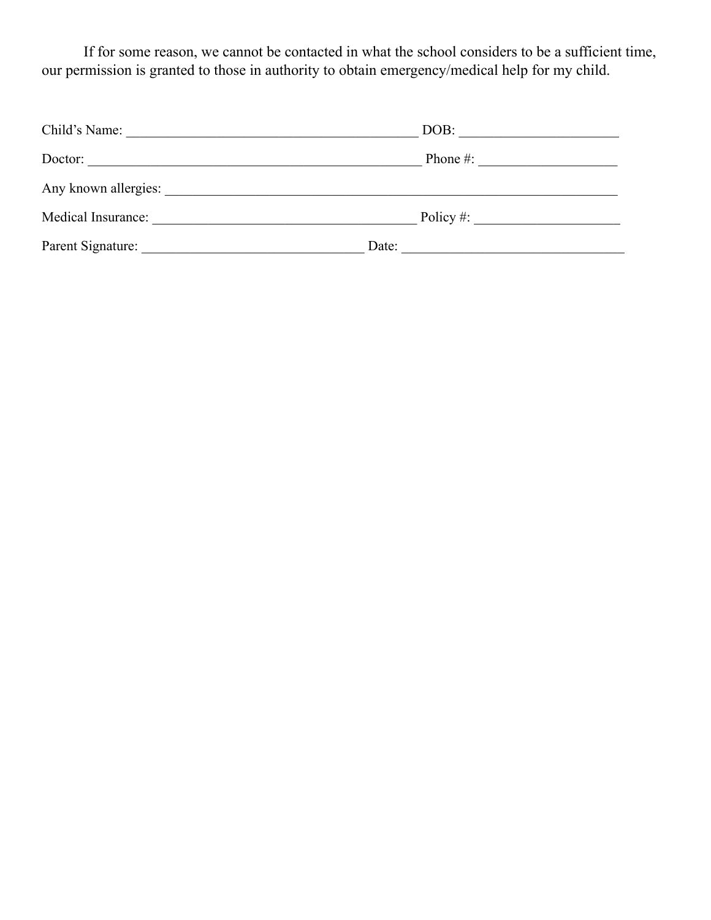If for some reason, we cannot be contacted in what the school considers to be a sufficient time, our permission is granted to those in authority to obtain emergency/medical help for my child.

Child's Name: ____________________________________________ DOB: _______________________

Doctor: __________________________________________________ Phone #: ____________________

Any known allergies: _____________________________________________________________________

Medical Insurance: _______________________________________ Policy #: _____________________

Parent Signature: _________________________________ Date: _________________________________